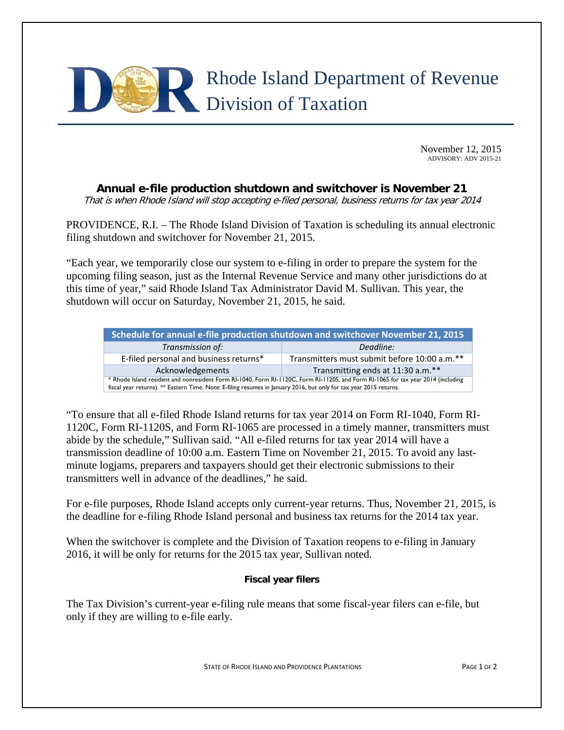# Rhode Island Department of Revenue Division of Taxation

November 12, 2015
ADVISORY: ADV 2015-21

## Annual e-file production shutdown and switchover is November 21

*That is when Rhode Island will stop accepting e-filed personal, business returns for tax year 2014*

PROVIDENCE, R.I. – The Rhode Island Division of Taxation is scheduling its annual electronic filing shutdown and switchover for November 21, 2015.

"Each year, we temporarily close our system to e-filing in order to prepare the system for the upcoming filing season, just as the Internal Revenue Service and many other jurisdictions do at this time of year," said Rhode Island Tax Administrator David M. Sullivan. This year, the shutdown will occur on Saturday, November 21, 2015, he said.

| Schedule for annual e-file production shutdown and switchover November 21, 2015 | |
|---|---|
| *Transmission of:* | *Deadline:* |
| E-filed personal and business returns* | Transmitters must submit before 10:00 a.m.** |
| Acknowledgements | Transmitting ends at 11:30 a.m.** |

\* Rhode Island resident and nonresident Form RI-1040, Form RI-1120C, Form RI-1120S, and Form RI-1065 for tax year 2014 (including fiscal year returns). ** Eastern Time. Note: E-filing resumes in January 2016, but only for tax year 2015 returns.

"To ensure that all e-filed Rhode Island returns for tax year 2014 on Form RI-1040, Form RI-1120C, Form RI-1120S, and Form RI-1065 are processed in a timely manner, transmitters must abide by the schedule," Sullivan said. "All e-filed returns for tax year 2014 will have a transmission deadline of 10:00 a.m. Eastern Time on November 21, 2015. To avoid any last-minute logjams, preparers and taxpayers should get their electronic submissions to their transmitters well in advance of the deadlines," he said.

For e-file purposes, Rhode Island accepts only current-year returns. Thus, November 21, 2015, is the deadline for e-filing Rhode Island personal and business tax returns for the 2014 tax year.

When the switchover is complete and the Division of Taxation reopens to e-filing in January 2016, it will be only for returns for the 2015 tax year, Sullivan noted.

### Fiscal year filers

The Tax Division's current-year e-filing rule means that some fiscal-year filers can e-file, but only if they are willing to e-file early.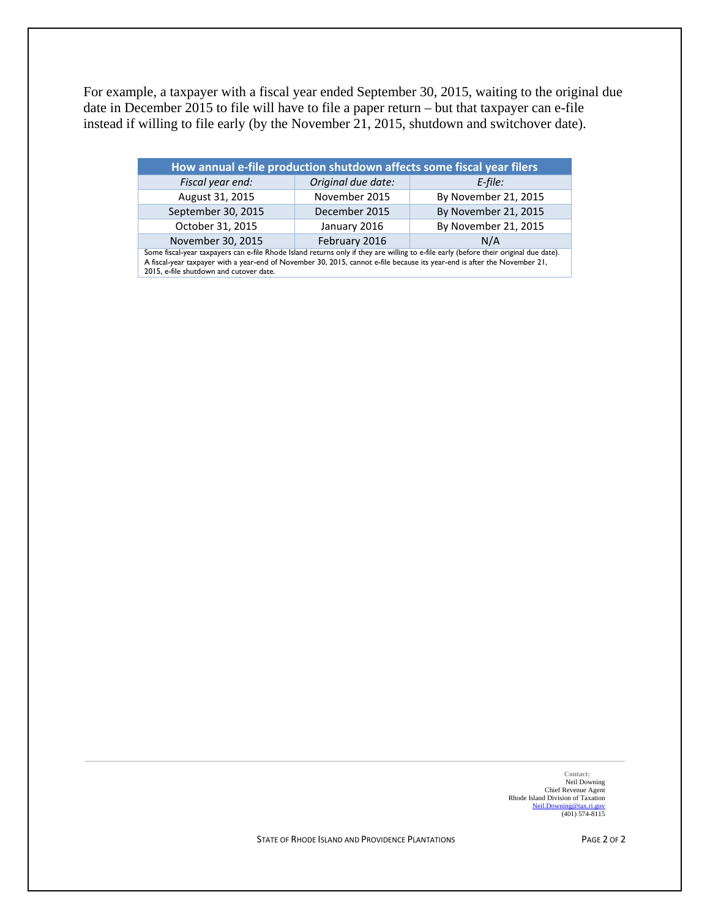For example, a taxpayer with a fiscal year ended September 30, 2015, waiting to the original due date in December 2015 to file will have to file a paper return – but that taxpayer can e-file instead if willing to file early (by the November 21, 2015, shutdown and switchover date).

**How annual e-file production shutdown affects some fiscal year filers**

| *Fiscal year end:* | *Original due date:* | *E-file:* |
|---|---|---|
| August 31, 2015 | November 2015 | By November 21, 2015 |
| September 30, 2015 | December 2015 | By November 21, 2015 |
| October 31, 2015 | January 2016 | By November 21, 2015 |
| November 30, 2015 | February 2016 | N/A |

Some fiscal-year taxpayers can e-file Rhode Island returns only if they are willing to e-file early (before their original due date). A fiscal-year taxpayer with a year-end of November 30, 2015, cannot e-file because its year-end is after the November 21, 2015, e-file shutdown and cutover date.

**Contact:**
Neil Downing
Chief Revenue Agent
Rhode Island Division of Taxation
Neil.Downing@tax.ri.gov
(401) 574-8115